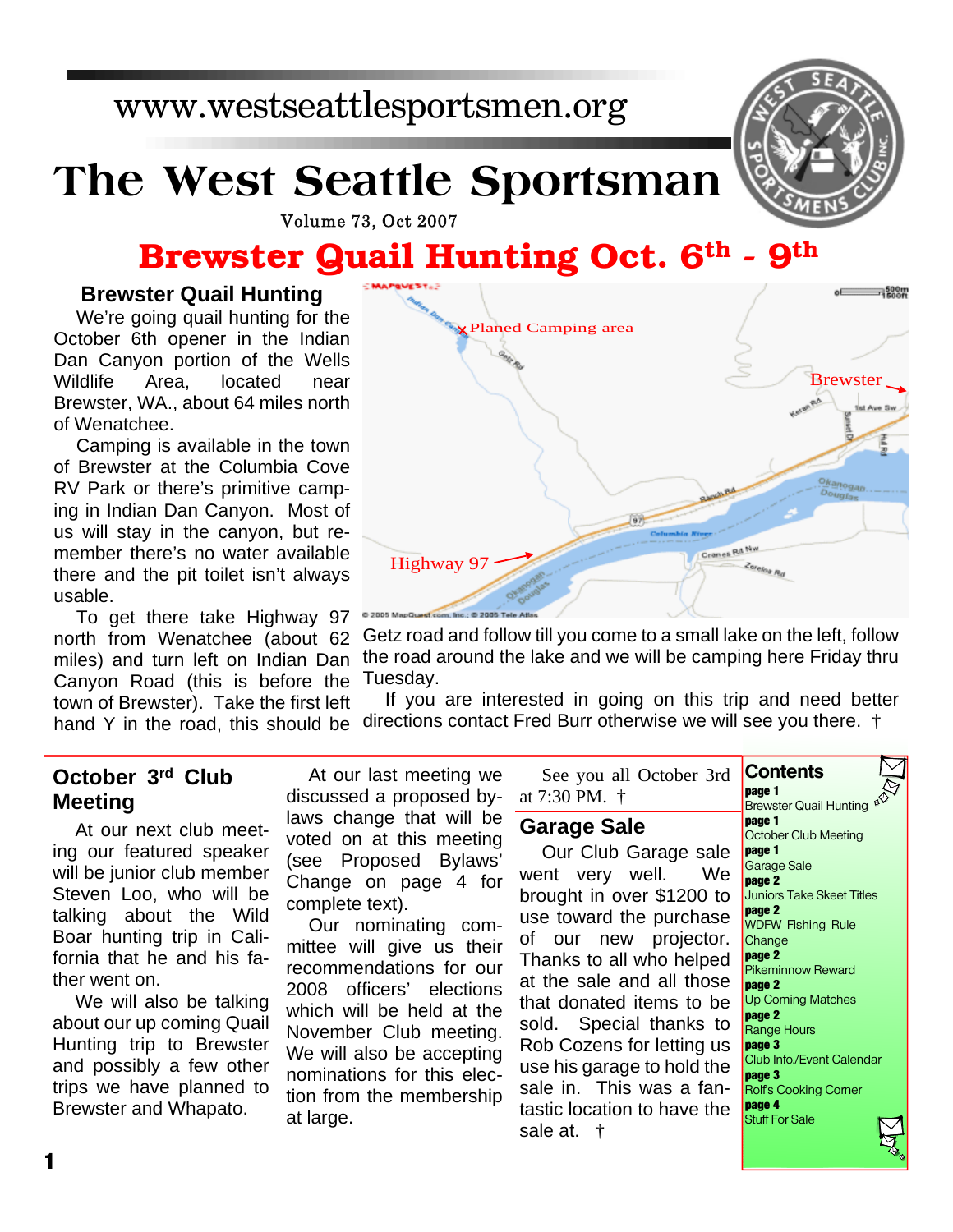www.westseattlesportsmen.org

# The West Seattle Sportsman

Volume 73, Oct 2007

## Brewster Quail Hunting Oct. 6th - 9th

### Brewster Quail Hunting

We're going quail hunting for the October 6th opener in the Indian Dan Canyon portion of the Wells Wildlife Area, located near Brewster, WA., about 64 miles north of Wenatchee.

Camping is available in the town of Brewster at the Columbia Cove RV Park or there's primitive camping in Indian Dan Canyon. Most of us will stay in the canyon, but remember there's no water available there and the pit toilet isn't always usable.

To get there take Highway 97 north from Wenatchee (about 62 miles) and turn left on Indian Dan Canyon Road (this is before the town of Brewster). Take the first left hand Y in the road, this should be Getz road and follow till you come to a small lake on the left, follow the road around the lake and we will be camping here Friday thru Tuesday.

If you are interested in going on this trip and need better directions contact Fred Burr otherwise we will see you there. †

### October 3rd Club Meeting

At our next club meeting our featured speaker will be junior club member Steven Loo, who will be talking about the Wild Boar hunting trip in California that he and his father went on.

We will also be talking about our up coming Quail Hunting trip to Brewster and possibly a few other trips we have planned to Brewster and Whapato.

At our last meeting we discussed a proposed by-laws change that will be voted on at this meeting (see Proposed Bylaws' Change on page 4 for complete text).

Our nominating committee will give us their recommendations for our 2008 officers' elections which will be held at the November Club meeting. We will also be accepting nominations for this election from the membership at large.

See you all October 3rd at 7:30 PM. †

### Garage Sale

Our Club Garage sale went very well. We brought in over $1200 to use toward the purchase of our new projector. Thanks to all who helped at the sale and all those that donated items to be sold. Special thanks to Rob Cozens for letting us use his garage to hold the sale in. This was a fantastic location to have the sale at. †

### Contents

- **page 1** Brewster Quail Hunting
- **page 1** October Club Meeting
- **page 1** Garage Sale
- **page 2** Juniors Take Skeet Titles
- **page 2** WDFW Fishing Rule Change
- **page 2** Pikeminnow Reward
- **page 2** Up Coming Matches
- **page 2** Range Hours
- **page 3** Club Info./Event Calendar
- **page 3** Rolf's Cooking Corner
- **page 4** Stuff For Sale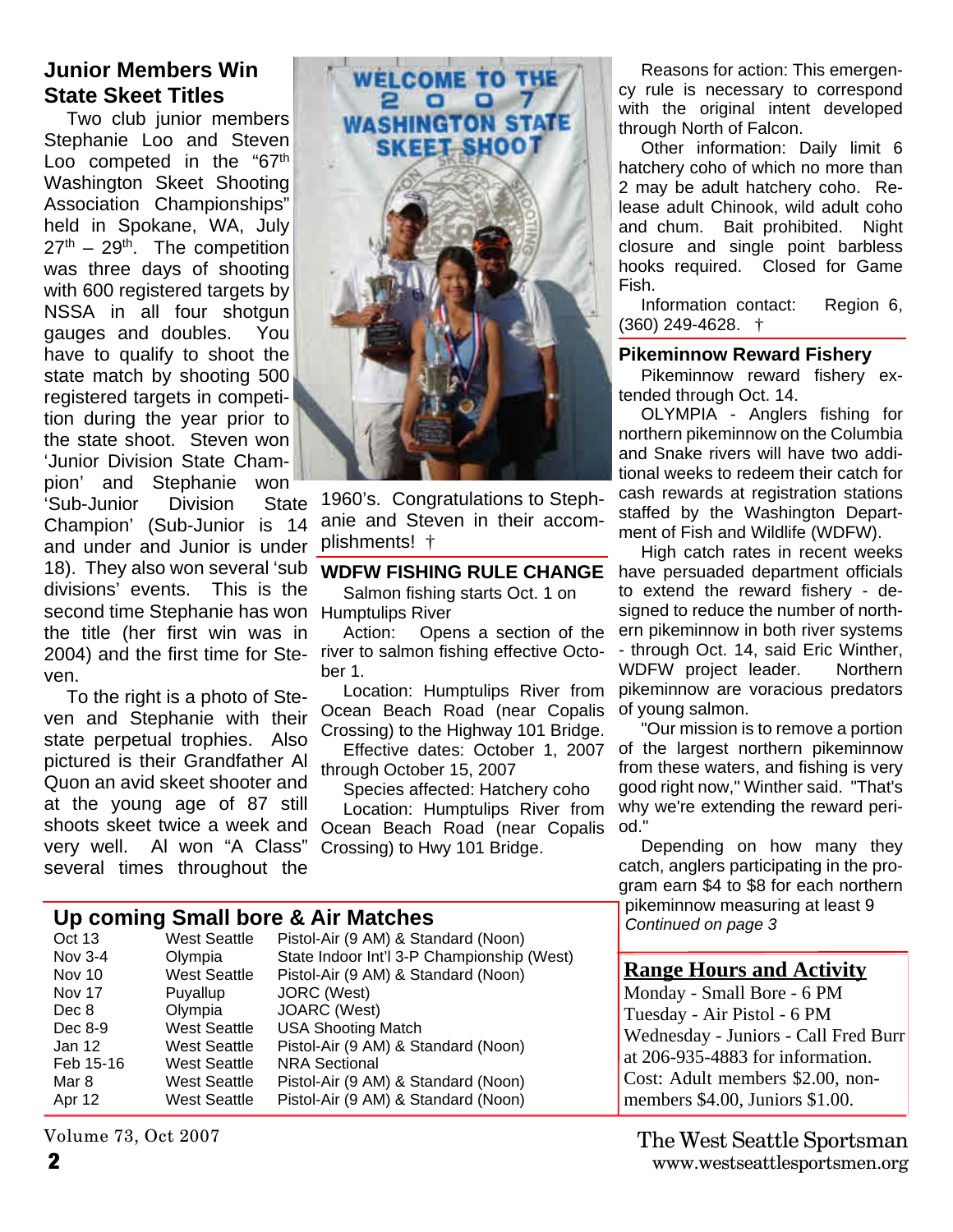## Junior Members Win State Skeet Titles

Two club junior members Stephanie Loo and Steven Loo competed in the "67th Washington Skeet Shooting Association Championships" held in Spokane, WA, July 27th – 29th. The competition was three days of shooting with 600 registered targets by NSSA in all four shotgun gauges and doubles. You have to qualify to shoot the state match by shooting 500 registered targets in competition during the year prior to the state shoot. Steven won 'Junior Division State Champion' and Stephanie won 'Sub-Junior Division State Champion' (Sub-Junior is 14 and under and Junior is under 18). They also won several 'sub divisions' events. This is the second time Stephanie has won the title (her first win was in 2004) and the first time for Steven.

To the right is a photo of Steven and Stephanie with their state perpetual trophies. Also pictured is their Grandfather Al Quon an avid skeet shooter and at the young age of 87 still shoots skeet twice a week and very well. Al won "A Class" several times throughout the 1960's. Congratulations to Stephanie and Steven in their accomplishments! †

## WDFW FISHING RULE CHANGE

Salmon fishing starts Oct. 1 on Humptulips River

Action: Opens a section of the river to salmon fishing effective October 1.

Location: Humptulips River from Ocean Beach Road (near Copalis Crossing) to the Highway 101 Bridge.

Effective dates: October 1, 2007 through October 15, 2007

Species affected: Hatchery coho

Location: Humptulips River from Ocean Beach Road (near Copalis Crossing) to Hwy 101 Bridge.

Reasons for action: This emergency rule is necessary to correspond with the original intent developed through North of Falcon.

Other information: Daily limit 6 hatchery coho of which no more than 2 may be adult hatchery coho. Release adult Chinook, wild adult coho and chum. Bait prohibited. Night closure and single point barbless hooks required. Closed for Game Fish.

Information contact: Region 6, (360) 249-4628. †

## Pikeminnow Reward Fishery

Pikeminnow reward fishery extended through Oct. 14.

OLYMPIA - Anglers fishing for northern pikeminnow on the Columbia and Snake rivers will have two additional weeks to redeem their catch for cash rewards at registration stations staffed by the Washington Department of Fish and Wildlife (WDFW).

High catch rates in recent weeks have persuaded department officials to extend the reward fishery - designed to reduce the number of northern pikeminnow in both river systems - through Oct. 14, said Eric Winther, WDFW project leader. Northern pikeminnow are voracious predators of young salmon.

"Our mission is to remove a portion of the largest northern pikeminnow from these waters, and fishing is very good right now," Winther said. "That's why we're extending the reward period."

Depending on how many they catch, anglers participating in the program earn $4 to $8 for each northern pikeminnow measuring at least 9

*Continued on page 3*

## Up coming Small bore & Air Matches

| | | |
|---|---|---|
| Oct 13 | West Seattle | Pistol-Air (9 AM) & Standard (Noon) |
| Nov 3-4 | Olympia | State Indoor Int'l 3-P Championship (West) |
| Nov 10 | West Seattle | Pistol-Air (9 AM) & Standard (Noon) |
| Nov 17 | Puyallup | JORC (West) |
| Dec 8 | Olympia | JOARC (West) |
| Dec 8-9 | West Seattle | USA Shooting Match |
| Jan 12 | West Seattle | Pistol-Air (9 AM) & Standard (Noon) |
| Feb 15-16 | West Seattle | NRA Sectional |
| Mar 8 | West Seattle | Pistol-Air (9 AM) & Standard (Noon) |
| Apr 12 | West Seattle | Pistol-Air (9 AM) & Standard (Noon) |

## Range Hours and Activity

Monday - Small Bore - 6 PM
Tuesday - Air Pistol - 6 PM
Wednesday - Juniors - Call Fred Burr at 206-935-4883 for information.
Cost: Adult members $2.00, non-members $4.00, Juniors $1.00.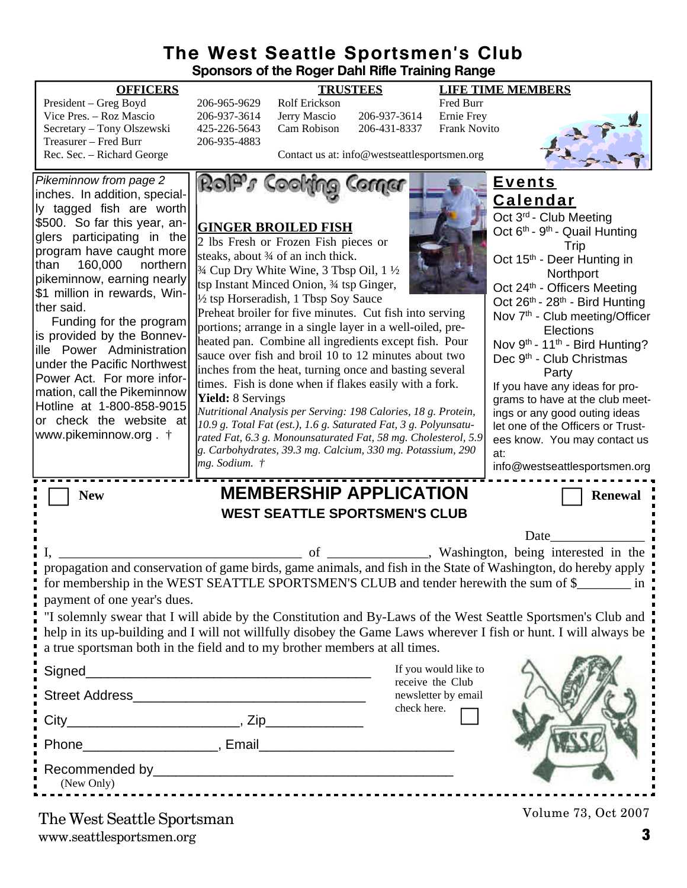# The West Seattle Sportsmen's Club

**Sponsors of the Roger Dahl Rifle Training Range**

| OFFICERS | | TRUSTEES | | LIFE TIME MEMBERS |
|---|---|---|---|---|
| President – Greg Boyd | 206-965-9629 | Rolf Erickson | | Fred Burr |
| Vice Pres. – Roz Mascio | 206-937-3614 | Jerry Mascio | 206-937-3614 | Ernie Frey |
| Secretary – Tony Olszewski | 425-226-5643 | Cam Robison | 206-431-8337 | Frank Novito |
| Treasurer – Fred Burr | 206-935-4883 | | | |
| Rec. Sec. – Richard George | | Contact us at: info@westseattlesportsmen.org | | |

*Pikeminnow from page 2*

inches. In addition, specially tagged fish are worth $500. So far this year, anglers participating in the program have caught more than 160,000 northern pikeminnow, earning nearly $1 million in rewards, Winther said.

Funding for the program is provided by the Bonneville Power Administration under the Pacific Northwest Power Act. For more information, call the Pikeminnow Hotline at 1-800-858-9015 or check the website at www.pikeminnow.org . †

## Rolf's Cooking Corner

**GINGER BROILED FISH**

2 lbs Fresh or Frozen Fish pieces or steaks, about ¾ of an inch thick.

¾ Cup Dry White Wine, 3 Tbsp Oil, 1 ½ tsp Instant Minced Onion, ¾ tsp Ginger, ½ tsp Horseradish, 1 Tbsp Soy Sauce

Preheat broiler for five minutes. Cut fish into serving portions; arrange in a single layer in a well-oiled, preheated pan. Combine all ingredients except fish. Pour sauce over fish and broil 10 to 12 minutes about two inches from the heat, turning once and basting several times. Fish is done when if flakes easily with a fork.

**Yield:** 8 Servings

*Nutritional Analysis per Serving: 198 Calories, 18 g. Protein, 10.9 g. Total Fat (est.), 1.6 g. Saturated Fat, 3 g. Polyunsaturated Fat, 6.3 g. Monounsaturated Fat, 58 mg. Cholesterol, 5.9 g. Carbohydrates, 39.3 mg. Calcium, 330 mg. Potassium, 290 mg. Sodium. †*

## Events Calendar

- Oct 3rd - Club Meeting
- Oct 6th - 9th - Quail Hunting Trip
- Oct 15th - Deer Hunting in Northport
- Oct 24th - Officers Meeting
- Oct 26th - 28th - Bird Hunting
- Nov 7th - Club meeting/Officer Elections
- Nov 9th - 11th - Bird Hunting?
- Dec 9th - Club Christmas Party

If you have any ideas for programs to have at the club meetings or any good outing ideas let one of the Officers or Trustees know. You may contact us at: info@westseattlesportsmen.org

---

☐ New

## MEMBERSHIP APPLICATION

### WEST SEATTLE SPORTSMEN'S CLUB

☐ Renewal

Date______________

I, ____________________________________ of _______________, Washington, being interested in the propagation and conservation of game birds, game animals, and fish in the State of Washington, do hereby apply for membership in the WEST SEATTLE SPORTSMEN'S CLUB and tender herewith the sum of $________ in payment of one year's dues.

"I solemnly swear that I will abide by the Constitution and By-Laws of the West Seattle Sportsmen's Club and help in its up-building and I will not willfully disobey the Game Laws wherever I fish or hunt. I will always be a true sportsman both in the field and to my brother members at all times.

Signed_______________________________________

Street Address________________________________

City_______________________, Zip_____________

Phone__________________, Email_________________________

Recommended by_________________________________________
(New Only)

If you would like to receive the Club newsletter by email check here. ☐

---

The West Seattle Sportsman
www.seattlesportsmen.org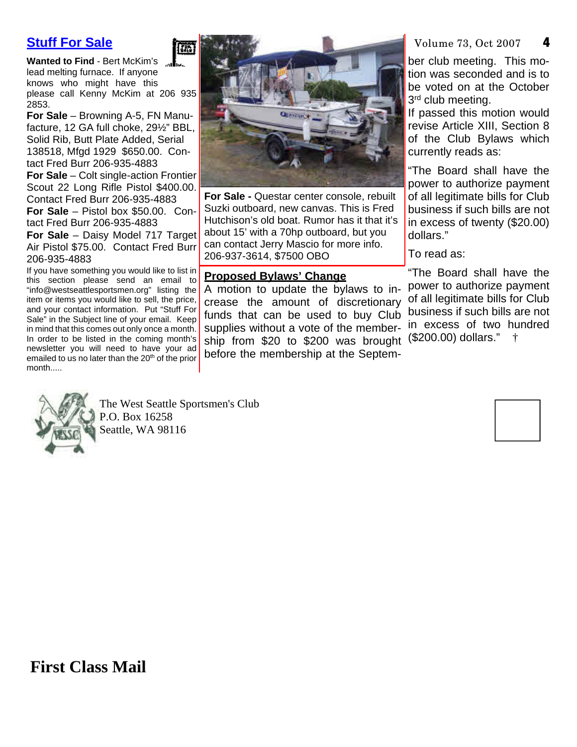## Stuff For Sale

**Wanted to Find** - Bert McKim's lead melting furnace. If anyone knows who might have this please call Kenny McKim at 206 935 2853.

**For Sale** – Browning A-5, FN Manufacture, 12 GA full choke, 29½" BBL, Solid Rib, Butt Plate Added, Serial 138518, Mfgd 1929 $650.00. Contact Fred Burr 206-935-4883

**For Sale** – Colt single-action Frontier Scout 22 Long Rifle Pistol $400.00. Contact Fred Burr 206-935-4883

**For Sale** – Pistol box $50.00. Contact Fred Burr 206-935-4883

**For Sale** – Daisy Model 717 Target Air Pistol $75.00. Contact Fred Burr 206-935-4883

If you have something you would like to list in this section please send an email to "info@westseattlesportsmen.org" listing the item or items you would like to sell, the price, and your contact information. Put "Stuff For Sale" in the Subject line of your email. Keep in mind that this comes out only once a month. In order to be listed in the coming month's newsletter you will need to have your ad emailed to us no later than the 20th of the prior month.....

**For Sale -** Questar center console, rebuilt Suzki outboard, new canvas. This is Fred Hutchison's old boat. Rumor has it that it's about 15' with a 70hp outboard, but you can contact Jerry Mascio for more info. 206-937-3614, $7500 OBO

## Proposed Bylaws' Change

A motion to update the bylaws to increase the amount of discretionary funds that can be used to buy Club supplies without a vote of the membership from $20 to $200 was brought before the membership at the September club meeting. This motion was seconded and is to be voted on at the October 3rd club meeting.

If passed this motion would revise Article XIII, Section 8 of the Club Bylaws which currently reads as:

"The Board shall have the power to authorize payment of all legitimate bills for Club business if such bills are not in excess of twenty ($20.00) dollars."

To read as:

"The Board shall have the power to authorize payment of all legitimate bills for Club business if such bills are not in excess of two hundred ($200.00) dollars." †

The West Seattle Sportsmen's Club
P.O. Box 16258
Seattle, WA 98116

**First Class Mail**